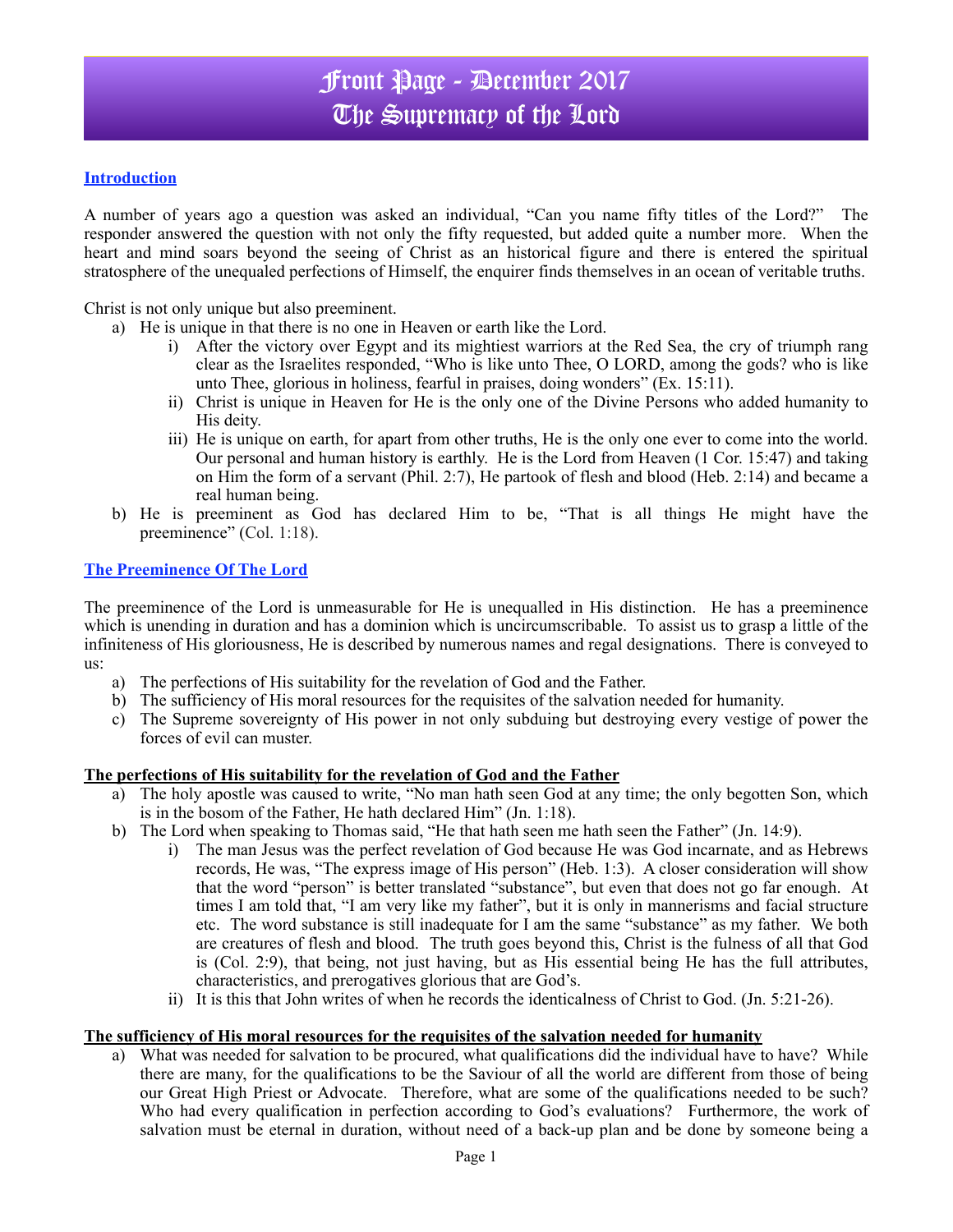# Front Page - December 2017
# The Supremacy of the Lord

## Introduction

A number of years ago a question was asked an individual, "Can you name fifty titles of the Lord?" The responder answered the question with not only the fifty requested, but added quite a number more. When the heart and mind soars beyond the seeing of Christ as an historical figure and there is entered the spiritual stratosphere of the unequaled perfections of Himself, the enquirer finds themselves in an ocean of veritable truths.

Christ is not only unique but also preeminent.

a) He is unique in that there is no one in Heaven or earth like the Lord.
   - i) After the victory over Egypt and its mightiest warriors at the Red Sea, the cry of triumph rang clear as the Israelites responded, "Who is like unto Thee, O LORD, among the gods? who is like unto Thee, glorious in holiness, fearful in praises, doing wonders" (Ex. 15:11).
   - ii) Christ is unique in Heaven for He is the only one of the Divine Persons who added humanity to His deity.
   - iii) He is unique on earth, for apart from other truths, He is the only one ever to come into the world. Our personal and human history is earthly. He is the Lord from Heaven (1 Cor. 15:47) and taking on Him the form of a servant (Phil. 2:7), He partook of flesh and blood (Heb. 2:14) and became a real human being.

b) He is preeminent as God has declared Him to be, "That is all things He might have the preeminence" (Col. 1:18).

## The Preeminence Of The Lord

The preeminence of the Lord is unmeasurable for He is unequalled in His distinction. He has a preeminence which is unending in duration and has a dominion which is uncircumscribable. To assist us to grasp a little of the infiniteness of His gloriousness, He is described by numerous names and regal designations. There is conveyed to us:

a) The perfections of His suitability for the revelation of God and the Father.
b) The sufficiency of His moral resources for the requisites of the salvation needed for humanity.
c) The Supreme sovereignty of His power in not only subduing but destroying every vestige of power the forces of evil can muster.

### The perfections of His suitability for the revelation of God and the Father

a) The holy apostle was caused to write, "No man hath seen God at any time; the only begotten Son, which is in the bosom of the Father, He hath declared Him" (Jn. 1:18).

b) The Lord when speaking to Thomas said, "He that hath seen me hath seen the Father" (Jn. 14:9).
   - i) The man Jesus was the perfect revelation of God because He was God incarnate, and as Hebrews records, He was, "The express image of His person" (Heb. 1:3). A closer consideration will show that the word "person" is better translated "substance", but even that does not go far enough. At times I am told that, "I am very like my father", but it is only in mannerisms and facial structure etc. The word substance is still inadequate for I am the same "substance" as my father. We both are creatures of flesh and blood. The truth goes beyond this, Christ is the fulness of all that God is (Col. 2:9), that being, not just having, but as His essential being He has the full attributes, characteristics, and prerogatives glorious that are God's.
   - ii) It is this that John writes of when he records the identicalness of Christ to God. (Jn. 5:21-26).

### The sufficiency of His moral resources for the requisites of the salvation needed for humanity

a) What was needed for salvation to be procured, what qualifications did the individual have to have? While there are many, for the qualifications to be the Saviour of all the world are different from those of being our Great High Priest or Advocate. Therefore, what are some of the qualifications needed to be such? Who had every qualification in perfection according to God's evaluations? Furthermore, the work of salvation must be eternal in duration, without need of a back-up plan and be done by someone being a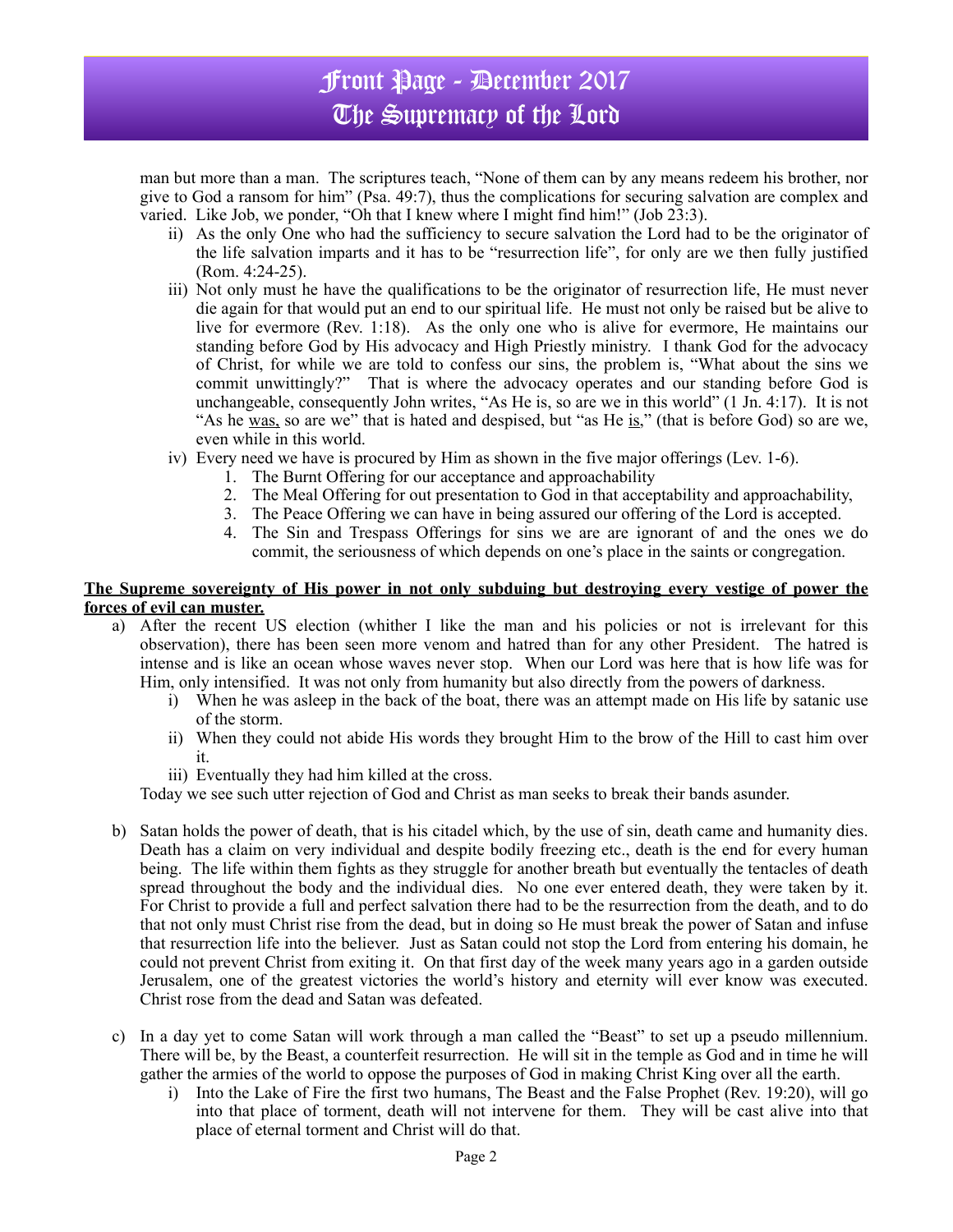man but more than a man. The scriptures teach, "None of them can by any means redeem his brother, nor give to God a ransom for him" (Psa. 49:7), thus the complications for securing salvation are complex and varied. Like Job, we ponder, "Oh that I knew where I might find him!" (Job 23:3).

ii) As the only One who had the sufficiency to secure salvation the Lord had to be the originator of the life salvation imparts and it has to be "resurrection life", for only are we then fully justified (Rom. 4:24-25).

iii) Not only must he have the qualifications to be the originator of resurrection life, He must never die again for that would put an end to our spiritual life. He must not only be raised but be alive to live for evermore (Rev. 1:18). As the only one who is alive for evermore, He maintains our standing before God by His advocacy and High Priestly ministry. I thank God for the advocacy of Christ, for while we are told to confess our sins, the problem is, "What about the sins we commit unwittingly?" That is where the advocacy operates and our standing before God is unchangeable, consequently John writes, "As He is, so are we in this world" (1 Jn. 4:17). It is not "As he <u>was,</u> so are we" that is hated and despised, but "as He <u>is</u>," (that is before God) so are we, even while in this world.

iv) Every need we have is procured by Him as shown in the five major offerings (Lev. 1-6).

1. The Burnt Offering for our acceptance and approachability
2. The Meal Offering for out presentation to God in that acceptability and approachability,
3. The Peace Offering we can have in being assured our offering of the Lord is accepted.
4. The Sin and Trespass Offerings for sins we are are ignorant of and the ones we do commit, the seriousness of which depends on one's place in the saints or congregation.

**<u>The Supreme sovereignty of His power in not only subduing but destroying every vestige of power the forces of evil can muster.</u>**

a) After the recent US election (whither I like the man and his policies or not is irrelevant for this observation), there has been seen more venom and hatred than for any other President. The hatred is intense and is like an ocean whose waves never stop. When our Lord was here that is how life was for Him, only intensified. It was not only from humanity but also directly from the powers of darkness.

i) When he was asleep in the back of the boat, there was an attempt made on His life by satanic use of the storm.

ii) When they could not abide His words they brought Him to the brow of the Hill to cast him over it.

iii) Eventually they had him killed at the cross.

Today we see such utter rejection of God and Christ as man seeks to break their bands asunder.

b) Satan holds the power of death, that is his citadel which, by the use of sin, death came and humanity dies. Death has a claim on very individual and despite bodily freezing etc., death is the end for every human being. The life within them fights as they struggle for another breath but eventually the tentacles of death spread throughout the body and the individual dies. No one ever entered death, they were taken by it. For Christ to provide a full and perfect salvation there had to be the resurrection from the death, and to do that not only must Christ rise from the dead, but in doing so He must break the power of Satan and infuse that resurrection life into the believer. Just as Satan could not stop the Lord from entering his domain, he could not prevent Christ from exiting it. On that first day of the week many years ago in a garden outside Jerusalem, one of the greatest victories the world's history and eternity will ever know was executed. Christ rose from the dead and Satan was defeated.

c) In a day yet to come Satan will work through a man called the "Beast" to set up a pseudo millennium. There will be, by the Beast, a counterfeit resurrection. He will sit in the temple as God and in time he will gather the armies of the world to oppose the purposes of God in making Christ King over all the earth.

i) Into the Lake of Fire the first two humans, The Beast and the False Prophet (Rev. 19:20), will go into that place of torment, death will not intervene for them. They will be cast alive into that place of eternal torment and Christ will do that.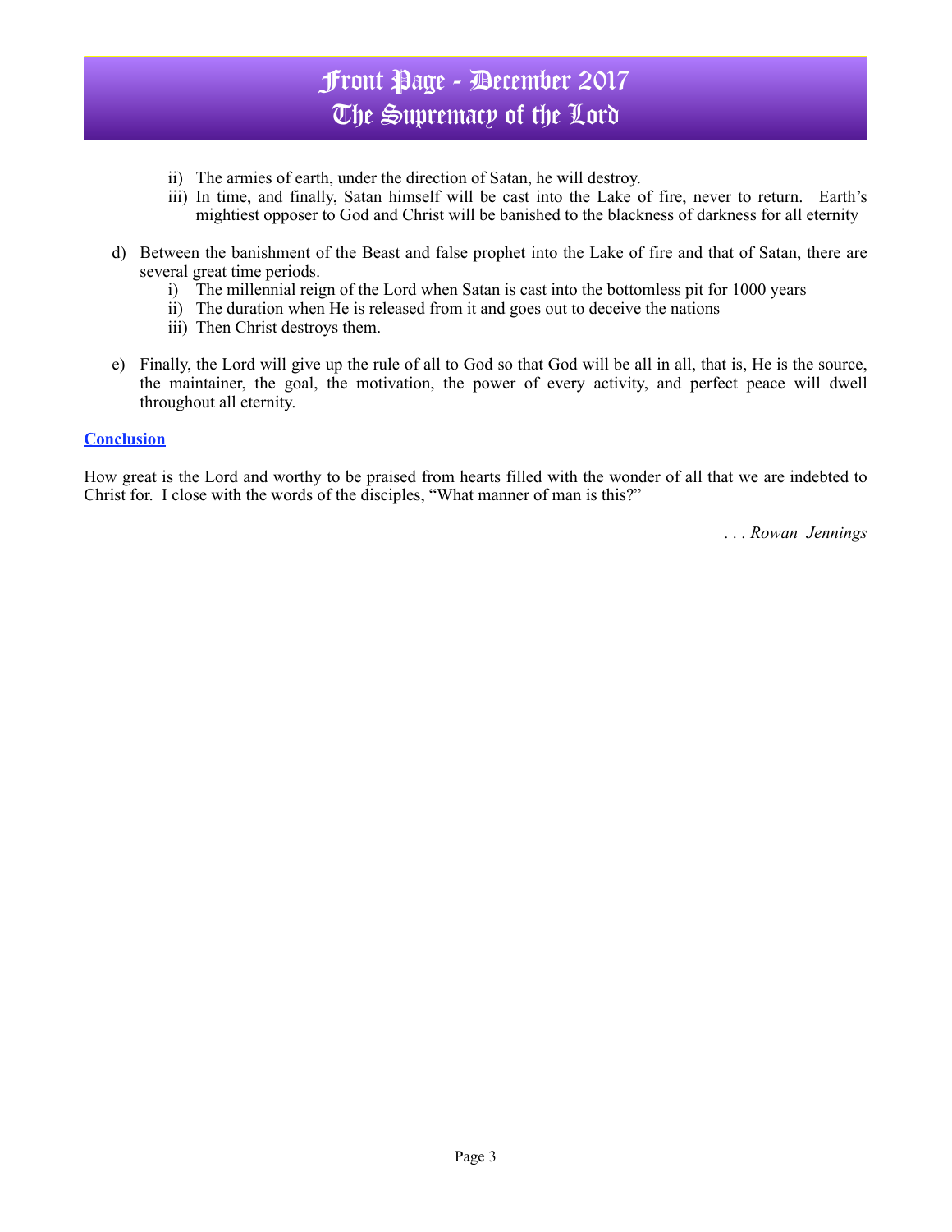- ii) The armies of earth, under the direction of Satan, he will destroy.
   - iii) In time, and finally, Satan himself will be cast into the Lake of fire, never to return. Earth's mightiest opposer to God and Christ will be banished to the blackness of darkness for all eternity

d) Between the banishment of the Beast and false prophet into the Lake of fire and that of Satan, there are several great time periods.
   - i) The millennial reign of the Lord when Satan is cast into the bottomless pit for 1000 years
   - ii) The duration when He is released from it and goes out to deceive the nations
   - iii) Then Christ destroys them.

e) Finally, the Lord will give up the rule of all to God so that God will be all in all, that is, He is the source, the maintainer, the goal, the motivation, the power of every activity, and perfect peace will dwell throughout all eternity.

**Conclusion**

How great is the Lord and worthy to be praised from hearts filled with the wonder of all that we are indebted to Christ for. I close with the words of the disciples, "What manner of man is this?"

*. . . Rowan Jennings*